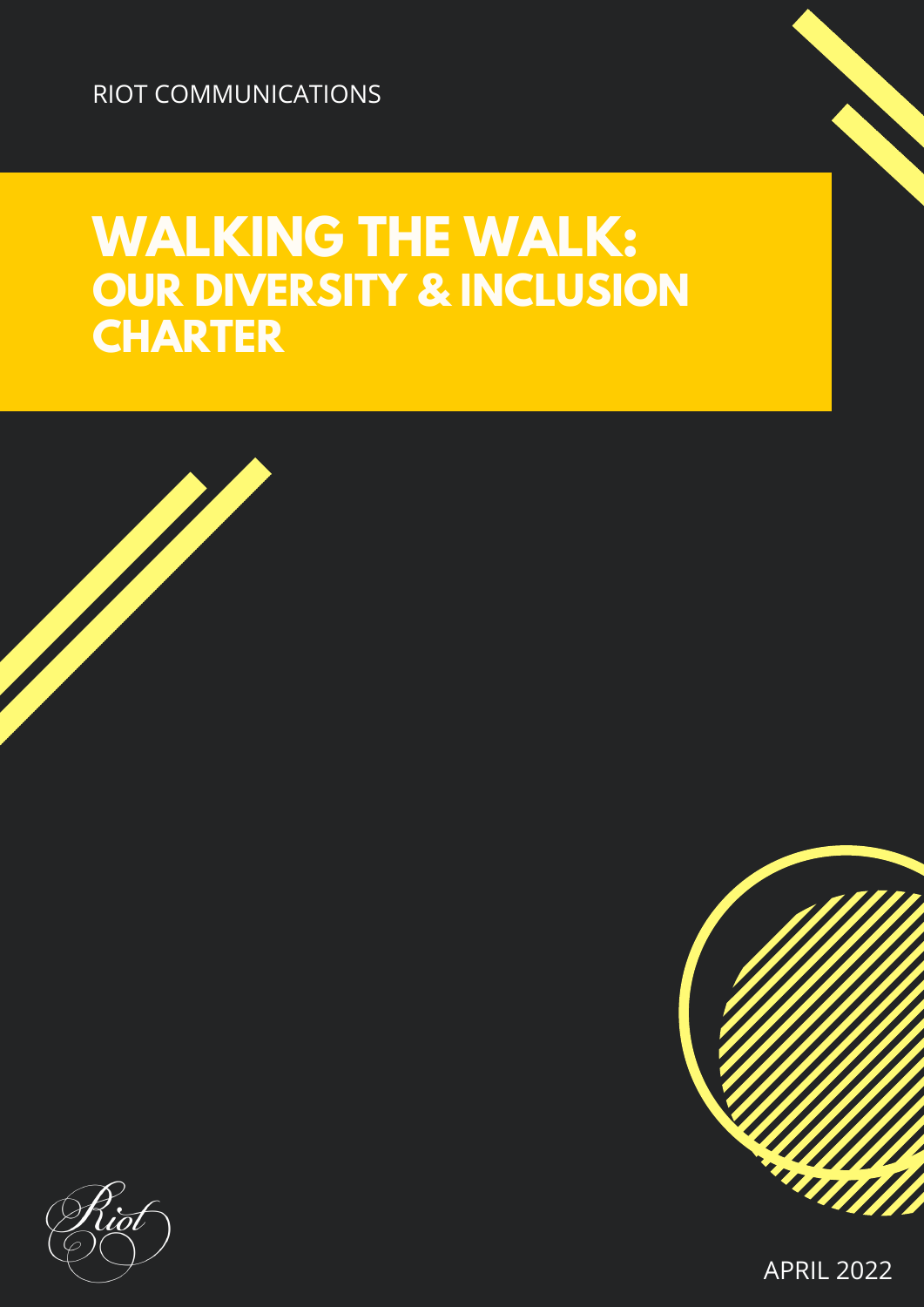RIOT COMMUNICATIONS

# WALKING THE WALK: OUR DIVERSITY & INCLUSION CHARTER

Riot

APRIL 2022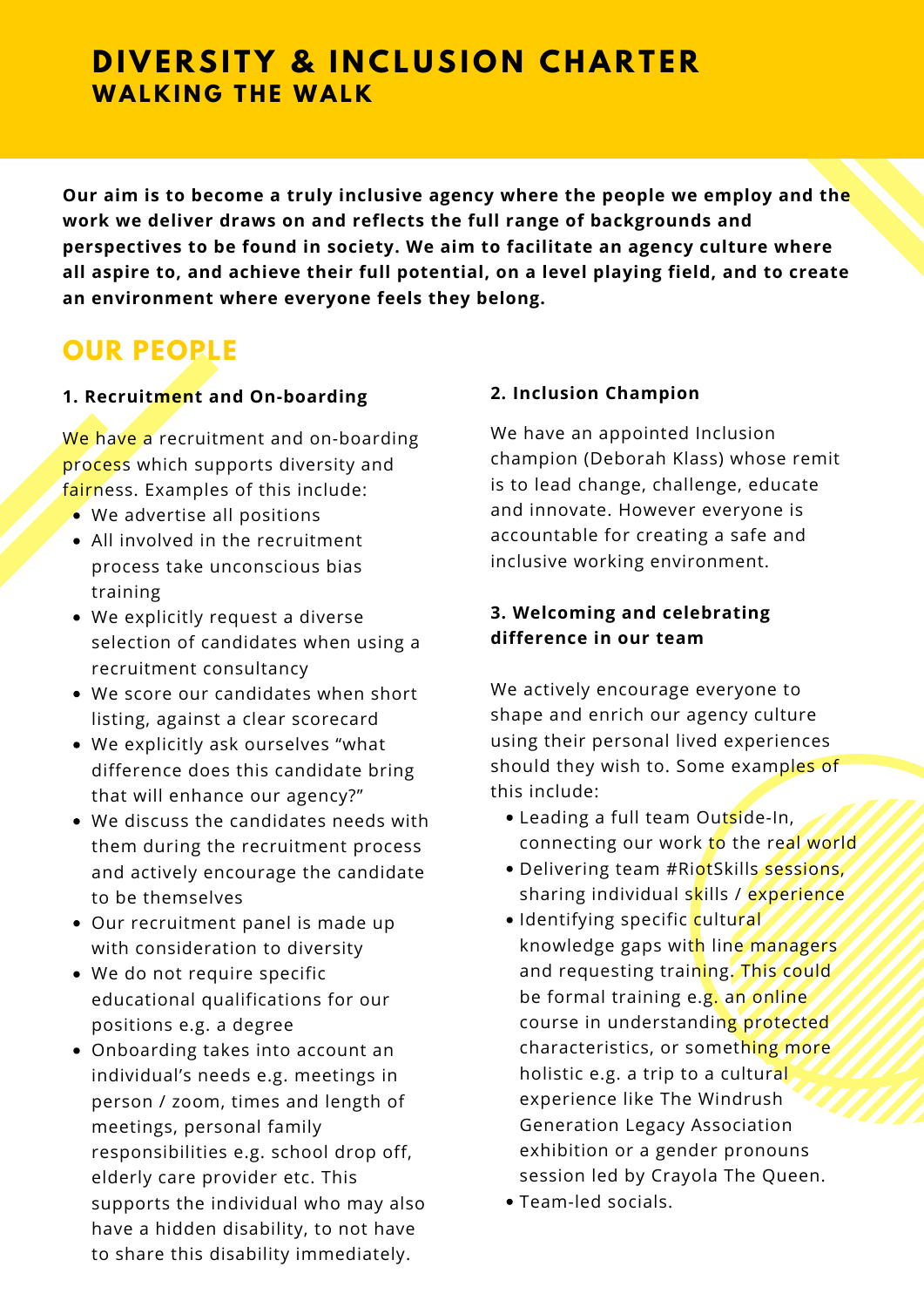# DIVERSITY & INCLUSION CHARTER
## WALKING THE WALK

**Our aim is to become a truly inclusive agency where the people we employ and the work we deliver draws on and reflects the full range of backgrounds and perspectives to be found in society. We aim to facilitate an agency culture where all aspire to, and achieve their full potential, on a level playing field, and to create an environment where everyone feels they belong.**

## OUR PEOPLE

### 1. Recruitment and On-boarding

We have a recruitment and on-boarding process which supports diversity and fairness. Examples of this include:

- We advertise all positions
- All involved in the recruitment process take unconscious bias training
- We explicitly request a diverse selection of candidates when using a recruitment consultancy
- We score our candidates when short listing, against a clear scorecard
- We explicitly ask ourselves "what difference does this candidate bring that will enhance our agency?"
- We discuss the candidates needs with them during the recruitment process and actively encourage the candidate to be themselves
- Our recruitment panel is made up with consideration to diversity
- We do not require specific educational qualifications for our positions e.g. a degree
- Onboarding takes into account an individual's needs e.g. meetings in person / zoom, times and length of meetings, personal family responsibilities e.g. school drop off, elderly care provider etc. This supports the individual who may also have a hidden disability, to not have to share this disability immediately.

### 2. Inclusion Champion

We have an appointed Inclusion champion (Deborah Klass) whose remit is to lead change, challenge, educate and innovate. However everyone is accountable for creating a safe and inclusive working environment.

### 3. Welcoming and celebrating difference in our team

We actively encourage everyone to shape and enrich our agency culture using their personal lived experiences should they wish to. Some examples of this include:

- Leading a full team Outside-In, connecting our work to the real world
- Delivering team #RiotSkills sessions, sharing individual skills / experience
- Identifying specific cultural knowledge gaps with line managers and requesting training. This could be formal training e.g. an online course in understanding protected characteristics, or something more holistic e.g. a trip to a cultural experience like The Windrush Generation Legacy Association exhibition or a gender pronouns session led by Crayola The Queen.
- Team-led socials.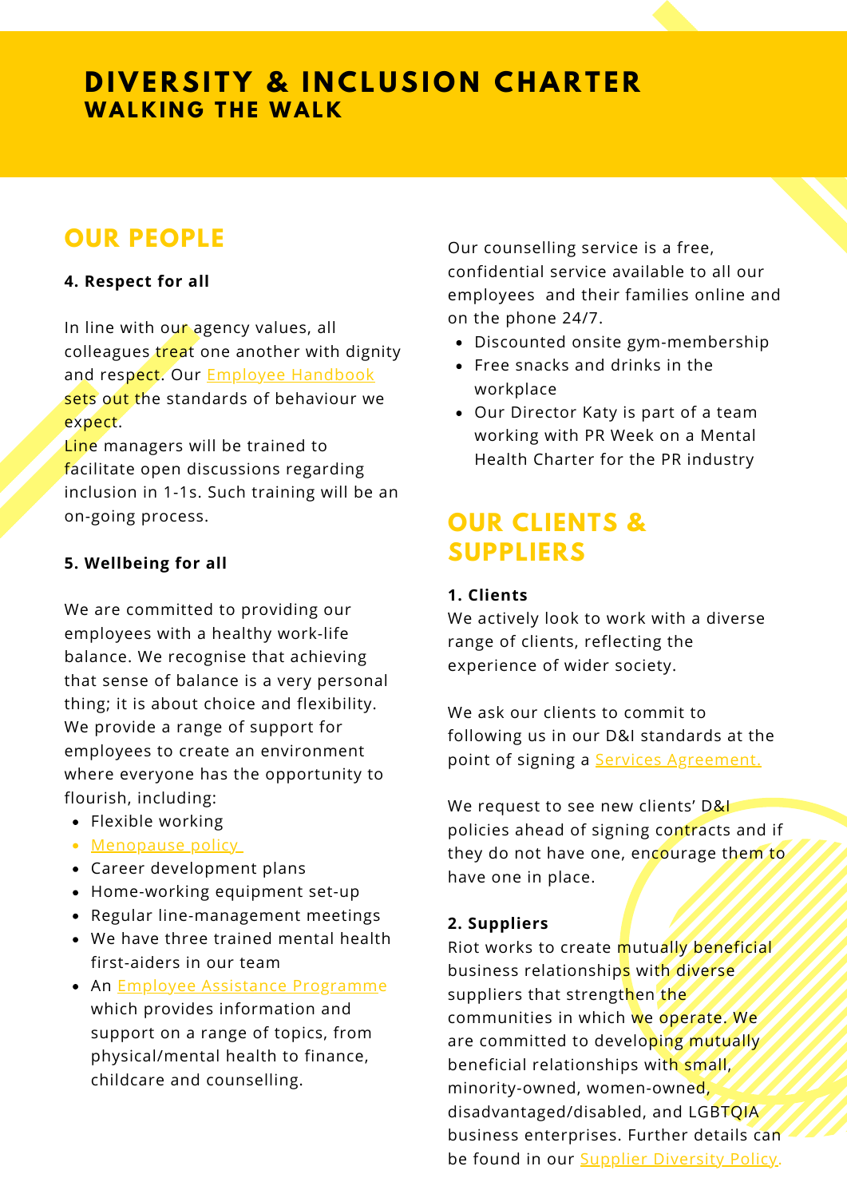# DIVERSITY & INCLUSION CHARTER
## WALKING THE WALK

## OUR PEOPLE

**4. Respect for all**

In line with our agency values, all colleagues treat one another with dignity and respect. Our Employee Handbook sets out the standards of behaviour we expect.
Line managers will be trained to facilitate open discussions regarding inclusion in 1-1s. Such training will be an on-going process.

**5. Wellbeing for all**

We are committed to providing our employees with a healthy work-life balance. We recognise that achieving that sense of balance is a very personal thing; it is about choice and flexibility. We provide a range of support for employees to create an environment where everyone has the opportunity to flourish, including:

- Flexible working
- Menopause policy
- Career development plans
- Home-working equipment set-up
- Regular line-management meetings
- We have three trained mental health first-aiders in our team
- An Employee Assistance Programme which provides information and support on a range of topics, from physical/mental health to finance, childcare and counselling.

Our counselling service is a free, confidential service available to all our employees and their families online and on the phone 24/7.

- Discounted onsite gym-membership
- Free snacks and drinks in the workplace
- Our Director Katy is part of a team working with PR Week on a Mental Health Charter for the PR industry

## OUR CLIENTS & SUPPLIERS

**1. Clients**
We actively look to work with a diverse range of clients, reflecting the experience of wider society.

We ask our clients to commit to following us in our D&I standards at the point of signing a Services Agreement.

We request to see new clients' D&I policies ahead of signing contracts and if they do not have one, encourage them to have one in place.

**2. Suppliers**
Riot works to create mutually beneficial business relationships with diverse suppliers that strengthen the communities in which we operate. We are committed to developing mutually beneficial relationships with small, minority-owned, women-owned, disadvantaged/disabled, and LGBTQIA business enterprises. Further details can be found in our Supplier Diversity Policy.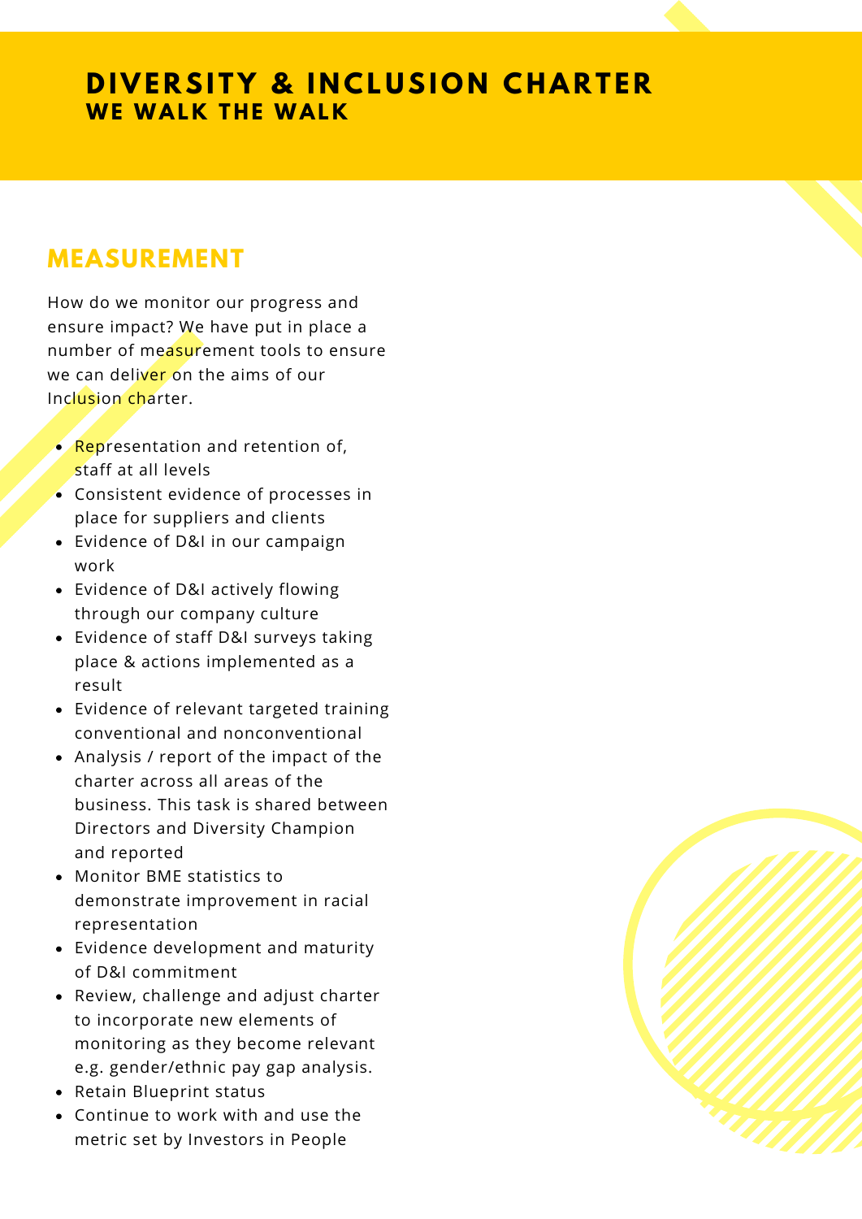# DIVERSITY & INCLUSION CHARTER
## WE WALK THE WALK

## MEASUREMENT

How do we monitor our progress and ensure impact? We have put in place a number of measurement tools to ensure we can deliver on the aims of our Inclusion charter.

- Representation and retention of, staff at all levels
- Consistent evidence of processes in place for suppliers and clients
- Evidence of D&I in our campaign work
- Evidence of D&I actively flowing through our company culture
- Evidence of staff D&I surveys taking place & actions implemented as a result
- Evidence of relevant targeted training conventional and nonconventional
- Analysis / report of the impact of the charter across all areas of the business. This task is shared between Directors and Diversity Champion and reported
- Monitor BME statistics to demonstrate improvement in racial representation
- Evidence development and maturity of D&I commitment
- Review, challenge and adjust charter to incorporate new elements of monitoring as they become relevant e.g. gender/ethnic pay gap analysis.
- Retain Blueprint status
- Continue to work with and use the metric set by Investors in People